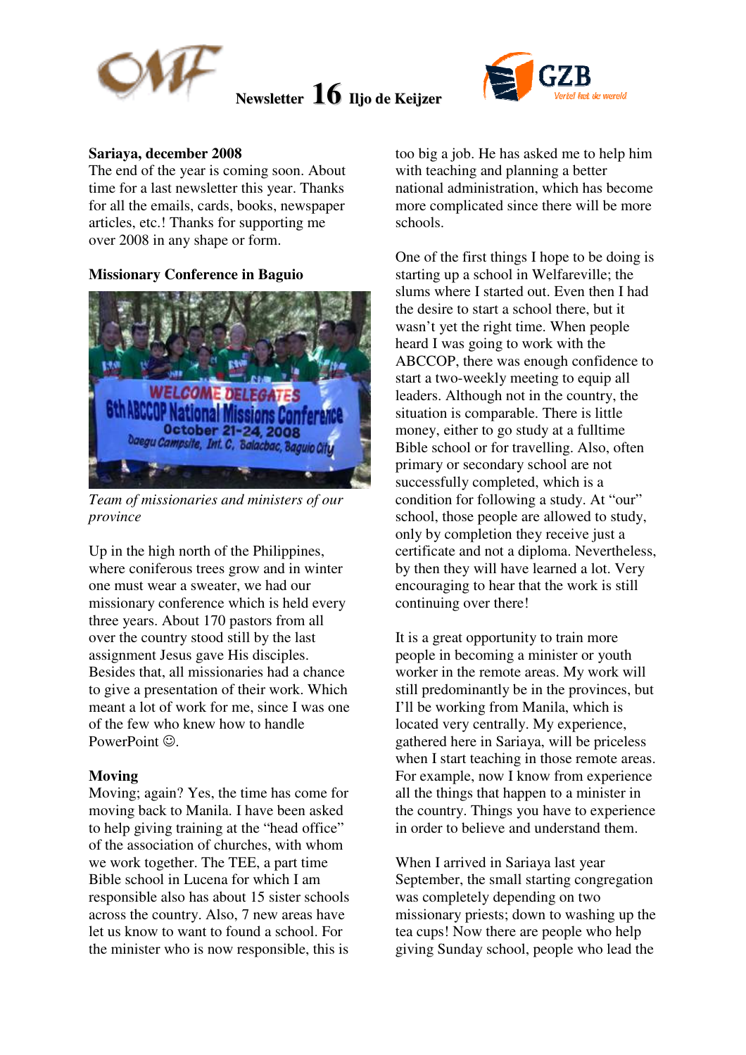# Newsletter 16 Iljo de Keijzer

**Sariaya, december 2008**

The end of the year is coming soon. About time for a last newsletter this year. Thanks for all the emails, cards, books, newspaper articles, etc.! Thanks for supporting me over 2008 in any shape or form.

**Missionary Conference in Baguio**

*Team of missionaries and ministers of our province*

Up in the high north of the Philippines, where coniferous trees grow and in winter one must wear a sweater, we had our missionary conference which is held every three years. About 170 pastors from all over the country stood still by the last assignment Jesus gave His disciples. Besides that, all missionaries had a chance to give a presentation of their work. Which meant a lot of work for me, since I was one of the few who knew how to handle PowerPoint ☺.

**Moving**

Moving; again? Yes, the time has come for moving back to Manila. I have been asked to help giving training at the "head office" of the association of churches, with whom we work together. The TEE, a part time Bible school in Lucena for which I am responsible also has about 15 sister schools across the country. Also, 7 new areas have let us know to want to found a school. For the minister who is now responsible, this is too big a job. He has asked me to help him with teaching and planning a better national administration, which has become more complicated since there will be more schools.

One of the first things I hope to be doing is starting up a school in Welfareville; the slums where I started out. Even then I had the desire to start a school there, but it wasn't yet the right time. When people heard I was going to work with the ABCCOP, there was enough confidence to start a two-weekly meeting to equip all leaders. Although not in the country, the situation is comparable. There is little money, either to go study at a fulltime Bible school or for travelling. Also, often primary or secondary school are not successfully completed, which is a condition for following a study. At "our" school, those people are allowed to study, only by completion they receive just a certificate and not a diploma. Nevertheless, by then they will have learned a lot. Very encouraging to hear that the work is still continuing over there!

It is a great opportunity to train more people in becoming a minister or youth worker in the remote areas. My work will still predominantly be in the provinces, but I'll be working from Manila, which is located very centrally. My experience, gathered here in Sariaya, will be priceless when I start teaching in those remote areas. For example, now I know from experience all the things that happen to a minister in the country. Things you have to experience in order to believe and understand them.

When I arrived in Sariaya last year September, the small starting congregation was completely depending on two missionary priests; down to washing up the tea cups! Now there are people who help giving Sunday school, people who lead the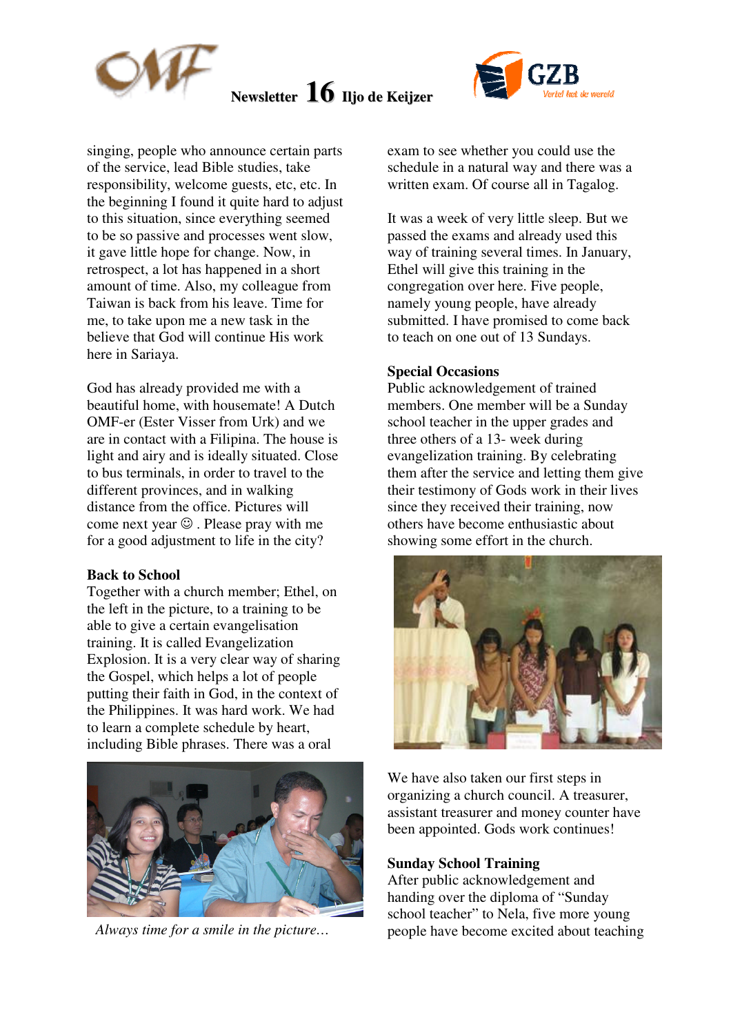singing, people who announce certain parts of the service, lead Bible studies, take responsibility, welcome guests, etc, etc. In the beginning I found it quite hard to adjust to this situation, since everything seemed to be so passive and processes went slow, it gave little hope for change. Now, in retrospect, a lot has happened in a short amount of time. Also, my colleague from Taiwan is back from his leave. Time for me, to take upon me a new task in the believe that God will continue His work here in Sariaya.

God has already provided me with a beautiful home, with housemate! A Dutch OMF-er (Ester Visser from Urk) and we are in contact with a Filipina. The house is light and airy and is ideally situated. Close to bus terminals, in order to travel to the different provinces, and in walking distance from the office. Pictures will come next year ☺ . Please pray with me for a good adjustment to life in the city?

**Back to School**

Together with a church member; Ethel, on the left in the picture, to a training to be able to give a certain evangelisation training. It is called Evangelization Explosion. It is a very clear way of sharing the Gospel, which helps a lot of people putting their faith in God, in the context of the Philippines. It was hard work. We had to learn a complete schedule by heart, including Bible phrases. There was a oral exam to see whether you could use the schedule in a natural way and there was a written exam. Of course all in Tagalog.

*Always time for a smile in the picture…*

It was a week of very little sleep. But we passed the exams and already used this way of training several times. In January, Ethel will give this training in the congregation over here. Five people, namely young people, have already submitted. I have promised to come back to teach on one out of 13 Sundays.

**Special Occasions**

Public acknowledgement of trained members. One member will be a Sunday school teacher in the upper grades and three others of a 13- week during evangelization training. By celebrating them after the service and letting them give their testimony of Gods work in their lives since they received their training, now others have become enthusiastic about showing some effort in the church.

We have also taken our first steps in organizing a church council. A treasurer, assistant treasurer and money counter have been appointed. Gods work continues!

**Sunday School Training**

After public acknowledgement and handing over the diploma of "Sunday school teacher" to Nela, five more young people have become excited about teaching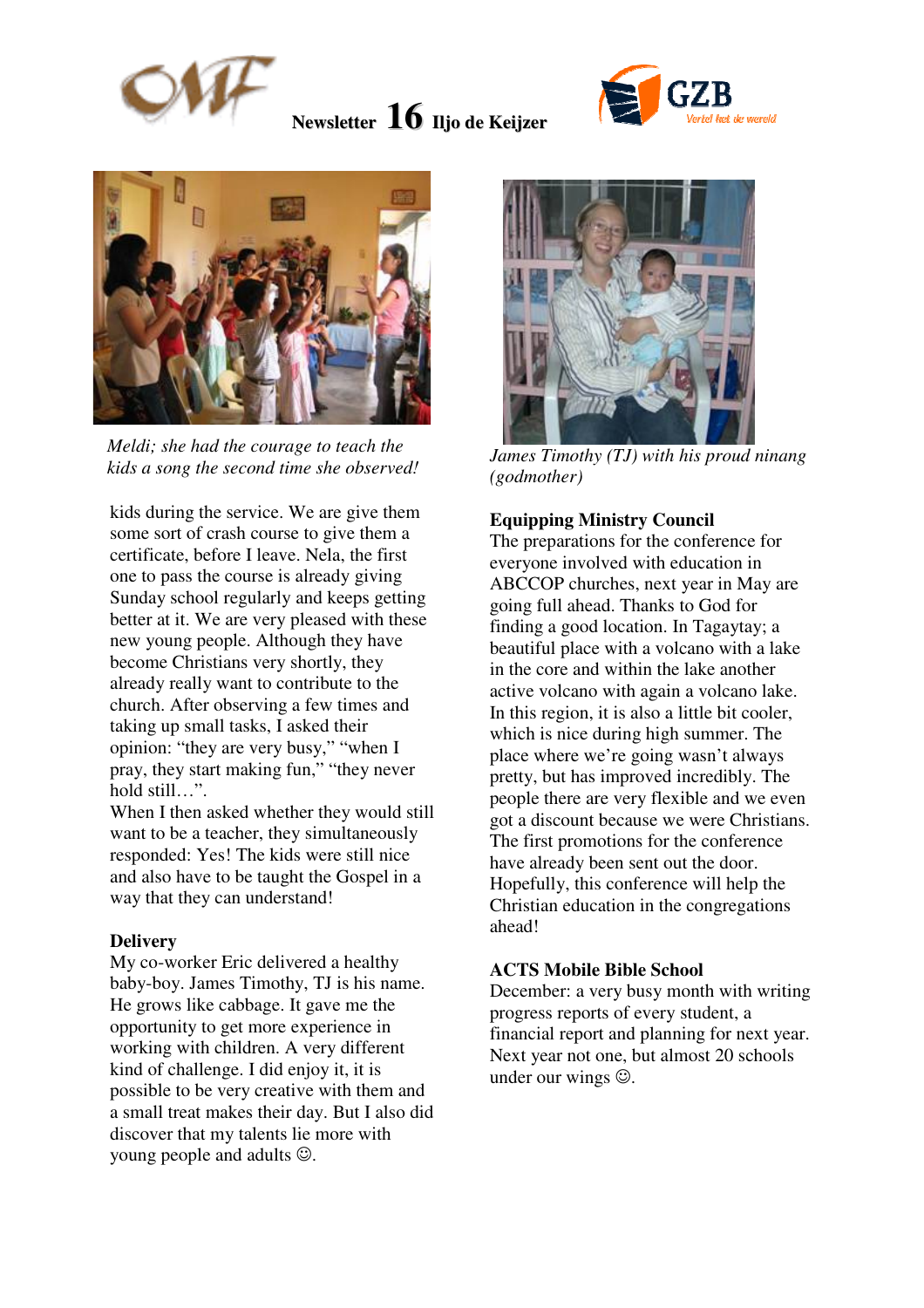Newsletter 16 Iljo de Keijzer

*Meldi; she had the courage to teach the kids a song the second time she observed!*

kids during the service. We are give them some sort of crash course to give them a certificate, before I leave. Nela, the first one to pass the course is already giving Sunday school regularly and keeps getting better at it. We are very pleased with these new young people. Although they have become Christians very shortly, they already really want to contribute to the church. After observing a few times and taking up small tasks, I asked their opinion: "they are very busy," "when I pray, they start making fun," "they never hold still…".
When I then asked whether they would still want to be a teacher, they simultaneously responded: Yes! The kids were still nice and also have to be taught the Gospel in a way that they can understand!

**Delivery**
My co-worker Eric delivered a healthy baby-boy. James Timothy, TJ is his name. He grows like cabbage. It gave me the opportunity to get more experience in working with children. A very different kind of challenge. I did enjoy it, it is possible to be very creative with them and a small treat makes their day. But I also did discover that my talents lie more with young people and adults ☺.

*James Timothy (TJ) with his proud ninang (godmother)*

**Equipping Ministry Council**
The preparations for the conference for everyone involved with education in ABCCOP churches, next year in May are going full ahead. Thanks to God for finding a good location. In Tagaytay; a beautiful place with a volcano with a lake in the core and within the lake another active volcano with again a volcano lake. In this region, it is also a little bit cooler, which is nice during high summer. The place where we're going wasn't always pretty, but has improved incredibly. The people there are very flexible and we even got a discount because we were Christians. The first promotions for the conference have already been sent out the door. Hopefully, this conference will help the Christian education in the congregations ahead!

**ACTS Mobile Bible School**
December: a very busy month with writing progress reports of every student, a financial report and planning for next year. Next year not one, but almost 20 schools under our wings ☺.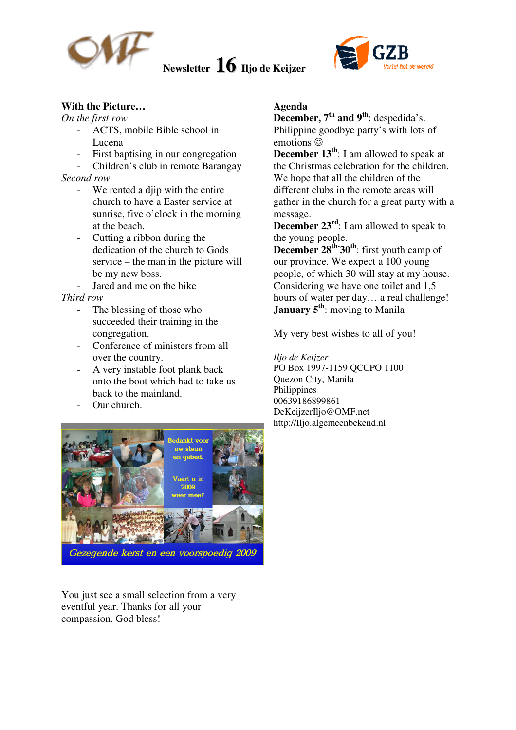Newsletter **16** Iljo de Keijzer

**With the Picture…**

*On the first row*

- ACTS, mobile Bible school in Lucena
- First baptising in our congregation
- Children's club in remote Barangay

*Second row*

- We rented a djip with the entire church to have a Easter service at sunrise, five o'clock in the morning at the beach.
- Cutting a ribbon during the dedication of the church to Gods service – the man in the picture will be my new boss.
- Jared and me on the bike

*Third row*

- The blessing of those who succeeded their training in the congregation.
- Conference of ministers from all over the country.
- A very instable foot plank back onto the boot which had to take us back to the mainland.
- Our church.

Bedankt voor uw steun en gebed.

Vaart u in 2009 weer mee?

*Gezegende kerst en een voorspoedig 2009*

You just see a small selection from a very eventful year. Thanks for all your compassion. God bless!

**Agenda**

**December, 7th and 9th**: despedida's. Philippine goodbye party's with lots of emotions ☺

**December 13th**: I am allowed to speak at the Christmas celebration for the children. We hope that all the children of the different clubs in the remote areas will gather in the church for a great party with a message.

**December 23rd**: I am allowed to speak to the young people.

**December 28th-30th**: first youth camp of our province. We expect a 100 young people, of which 30 will stay at my house. Considering we have one toilet and 1,5 hours of water per day… a real challenge!

**January 5th**: moving to Manila

My very best wishes to all of you!

*Iljo de Keijzer*
PO Box 1997-1159 QCCPO 1100
Quezon City, Manila
Philippines
00639186899861
DeKeijzerIljo@OMF.net
http://Iljo.algemeenbekend.nl